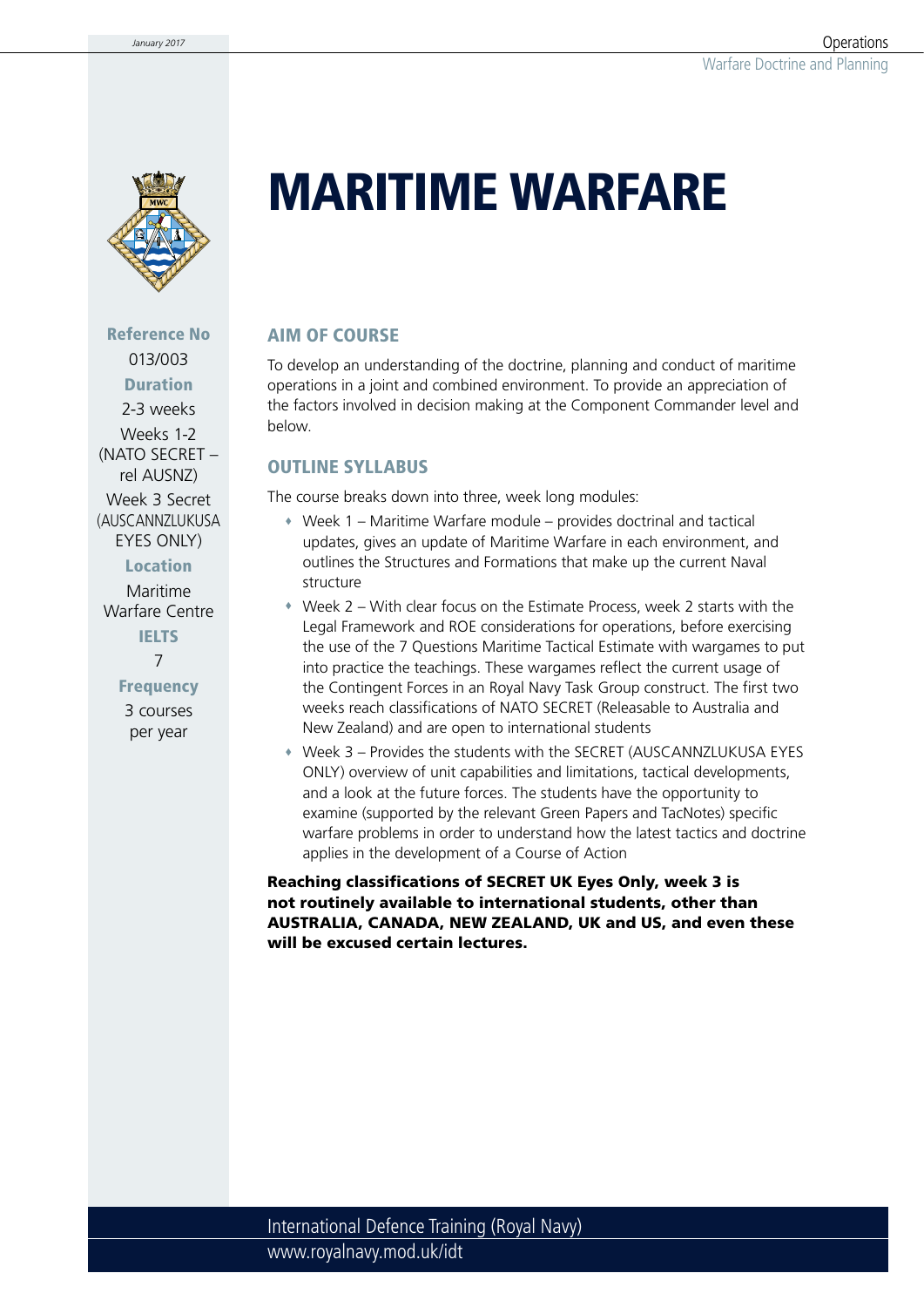# MARITIME WARFARE

**Reference No**
013/003

**Duration**
2-3 weeks

Weeks 1-2 (NATO SECRET – rel AUSNZ)

Week 3 Secret (AUSCANNZLUKUSA EYES ONLY)

**Location**
Maritime Warfare Centre

**IELTS**
7

**Frequency**
3 courses per year

## AIM OF COURSE

To develop an understanding of the doctrine, planning and conduct of maritime operations in a joint and combined environment. To provide an appreciation of the factors involved in decision making at the Component Commander level and below.

## OUTLINE SYLLABUS

The course breaks down into three, week long modules:

- Week 1 – Maritime Warfare module – provides doctrinal and tactical updates, gives an update of Maritime Warfare in each environment, and outlines the Structures and Formations that make up the current Naval structure
- Week 2 – With clear focus on the Estimate Process, week 2 starts with the Legal Framework and ROE considerations for operations, before exercising the use of the 7 Questions Maritime Tactical Estimate with wargames to put into practice the teachings. These wargames reflect the current usage of the Contingent Forces in an Royal Navy Task Group construct. The first two weeks reach classifications of NATO SECRET (Releasable to Australia and New Zealand) and are open to international students
- Week 3 – Provides the students with the SECRET (AUSCANNZLUKUSA EYES ONLY) overview of unit capabilities and limitations, tactical developments, and a look at the future forces. The students have the opportunity to examine (supported by the relevant Green Papers and TacNotes) specific warfare problems in order to understand how the latest tactics and doctrine applies in the development of a Course of Action

**Reaching classifications of SECRET UK Eyes Only, week 3 is not routinely available to international students, other than AUSTRALIA, CANADA, NEW ZEALAND, UK and US, and even these will be excused certain lectures.**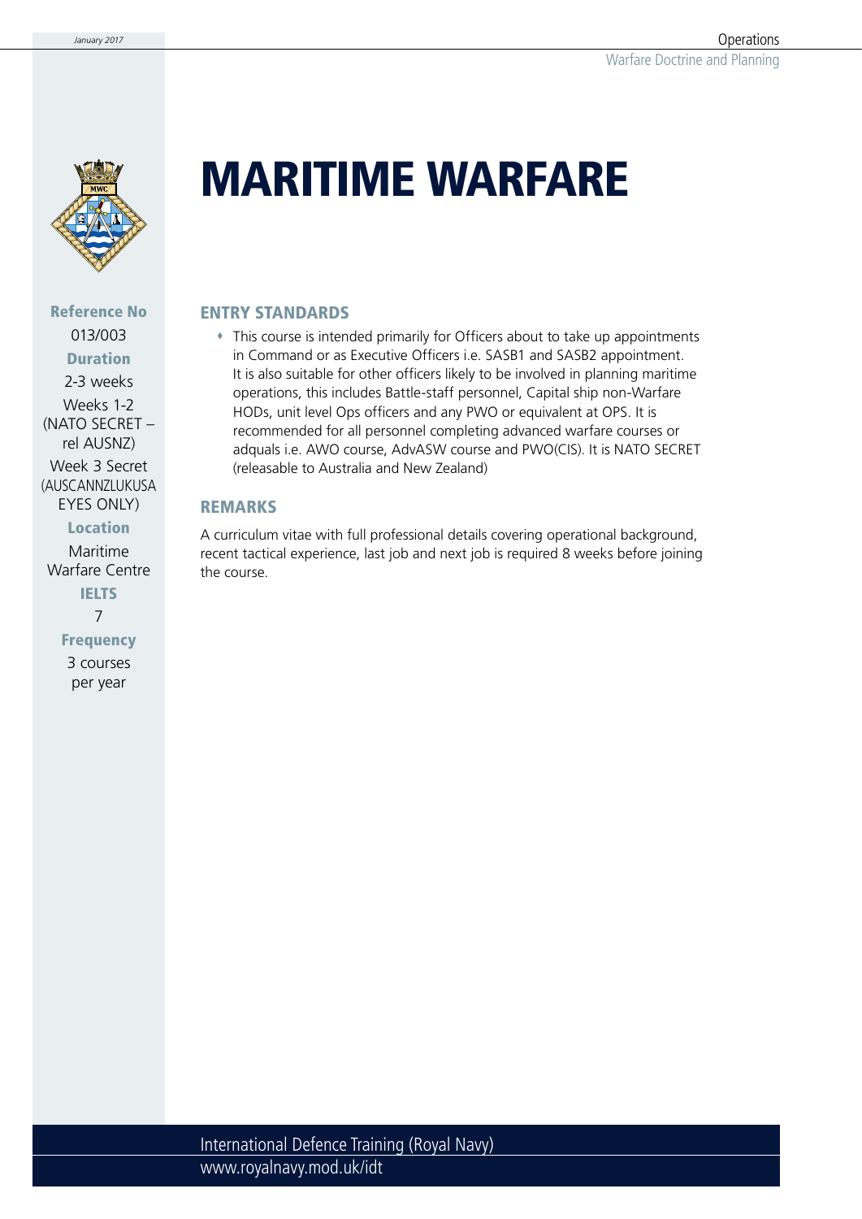# MARITIME WARFARE

**Reference No**
013/003

**Duration**
2-3 weeks

Weeks 1-2 (NATO SECRET – rel AUSNZ)

Week 3 Secret (AUSCANNZLUKUSA EYES ONLY)

**Location**
Maritime Warfare Centre

**IELTS**
7

**Frequency**
3 courses per year

## ENTRY STANDARDS

- This course is intended primarily for Officers about to take up appointments in Command or as Executive Officers i.e. SASB1 and SASB2 appointment. It is also suitable for other officers likely to be involved in planning maritime operations, this includes Battle-staff personnel, Capital ship non-Warfare HODs, unit level Ops officers and any PWO or equivalent at OPS. It is recommended for all personnel completing advanced warfare courses or adquals i.e. AWO course, AdvASW course and PWO(CIS). It is NATO SECRET (releasable to Australia and New Zealand)

## REMARKS

A curriculum vitae with full professional details covering operational background, recent tactical experience, last job and next job is required 8 weeks before joining the course.